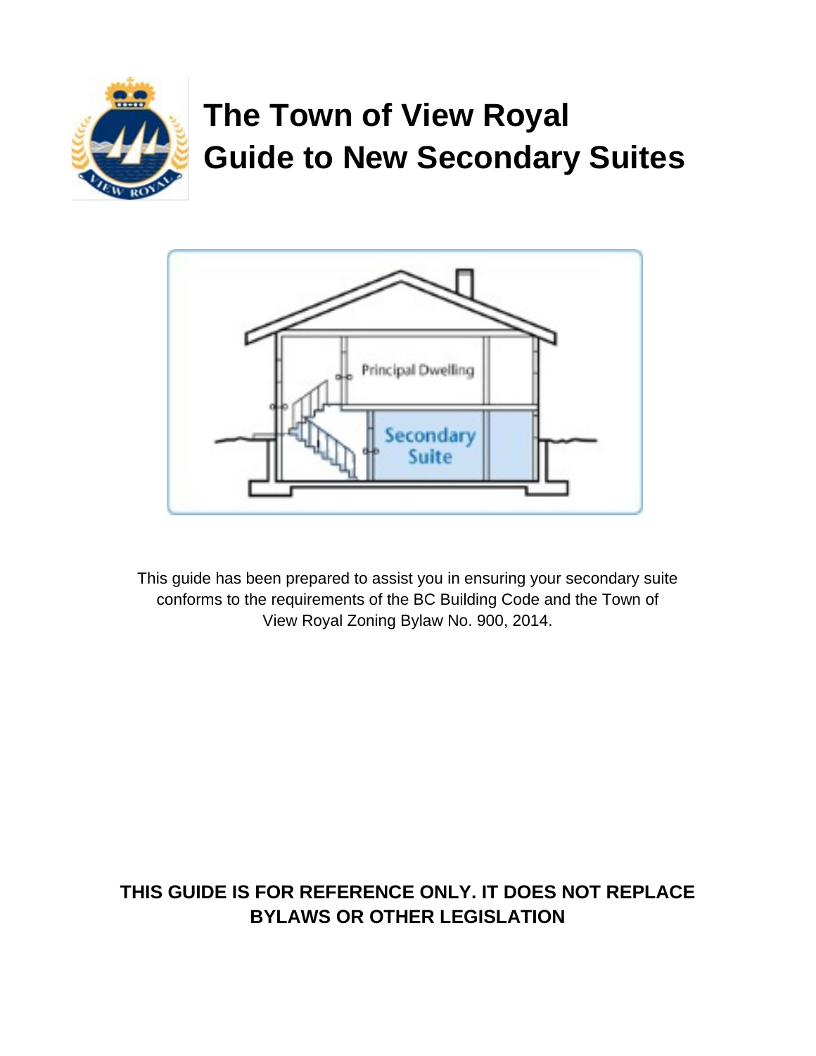# The Town of View Royal Guide to New Secondary Suites

This guide has been prepared to assist you in ensuring your secondary suite conforms to the requirements of the BC Building Code and the Town of View Royal Zoning Bylaw No. 900, 2014.

**THIS GUIDE IS FOR REFERENCE ONLY. IT DOES NOT REPLACE BYLAWS OR OTHER LEGISLATION**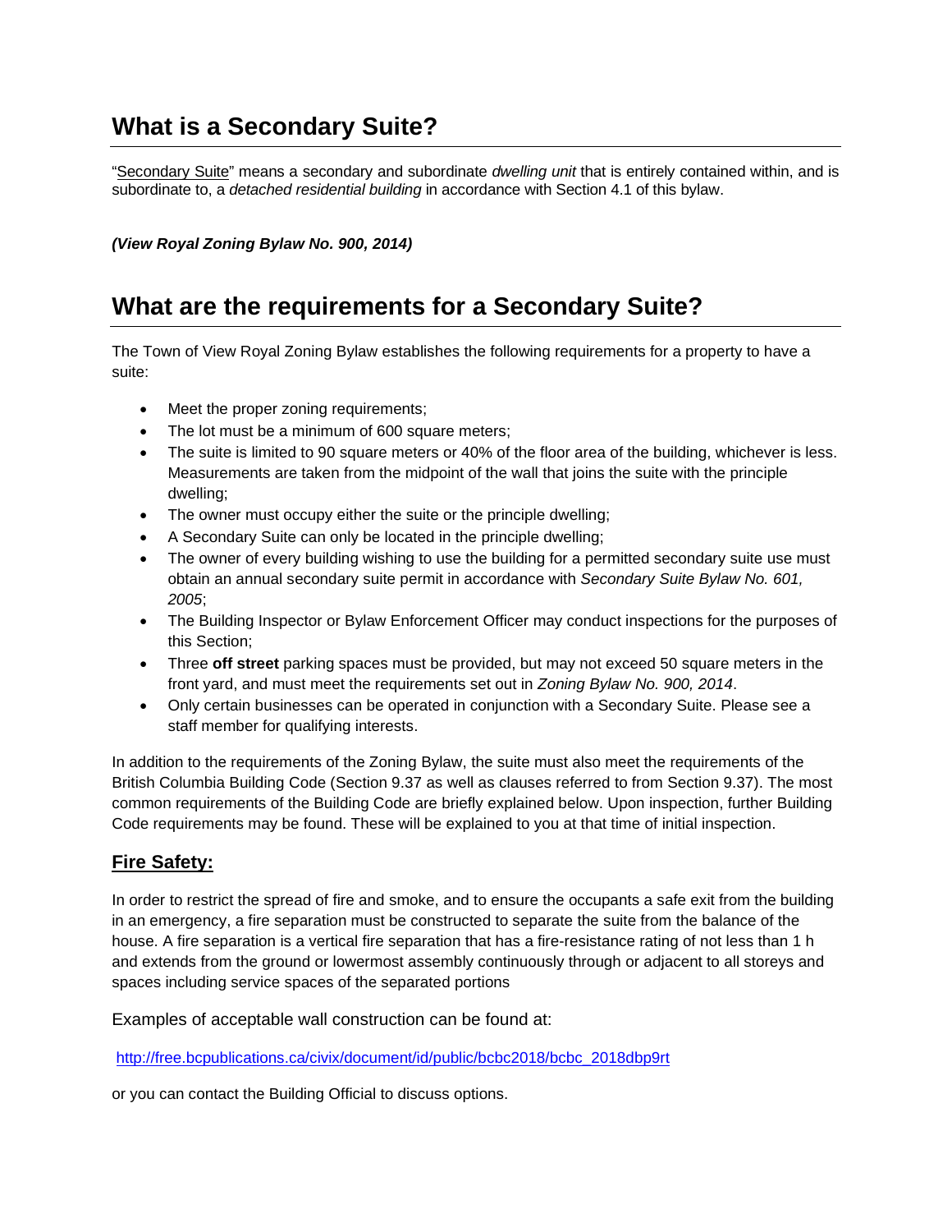# What is a Secondary Suite?

"Secondary Suite" means a secondary and subordinate *dwelling unit* that is entirely contained within, and is subordinate to, a *detached residential building* in accordance with Section 4.1 of this bylaw.

***(View Royal Zoning Bylaw No. 900, 2014)***

# What are the requirements for a Secondary Suite?

The Town of View Royal Zoning Bylaw establishes the following requirements for a property to have a suite:

- Meet the proper zoning requirements;
- The lot must be a minimum of 600 square meters;
- The suite is limited to 90 square meters or 40% of the floor area of the building, whichever is less. Measurements are taken from the midpoint of the wall that joins the suite with the principle dwelling;
- The owner must occupy either the suite or the principle dwelling;
- A Secondary Suite can only be located in the principle dwelling;
- The owner of every building wishing to use the building for a permitted secondary suite use must obtain an annual secondary suite permit in accordance with *Secondary Suite Bylaw No. 601, 2005*;
- The Building Inspector or Bylaw Enforcement Officer may conduct inspections for the purposes of this Section;
- Three **off street** parking spaces must be provided, but may not exceed 50 square meters in the front yard, and must meet the requirements set out in *Zoning Bylaw No. 900, 2014*.
- Only certain businesses can be operated in conjunction with a Secondary Suite. Please see a staff member for qualifying interests.

In addition to the requirements of the Zoning Bylaw, the suite must also meet the requirements of the British Columbia Building Code (Section 9.37 as well as clauses referred to from Section 9.37). The most common requirements of the Building Code are briefly explained below. Upon inspection, further Building Code requirements may be found. These will be explained to you at that time of initial inspection.

## Fire Safety:

In order to restrict the spread of fire and smoke, and to ensure the occupants a safe exit from the building in an emergency, a fire separation must be constructed to separate the suite from the balance of the house. A fire separation is a vertical fire separation that has a fire-resistance rating of not less than 1 h and extends from the ground or lowermost assembly continuously through or adjacent to all storeys and spaces including service spaces of the separated portions

Examples of acceptable wall construction can be found at:

http://free.bcpublications.ca/civix/document/id/public/bcbc2018/bcbc_2018dbp9rt

or you can contact the Building Official to discuss options.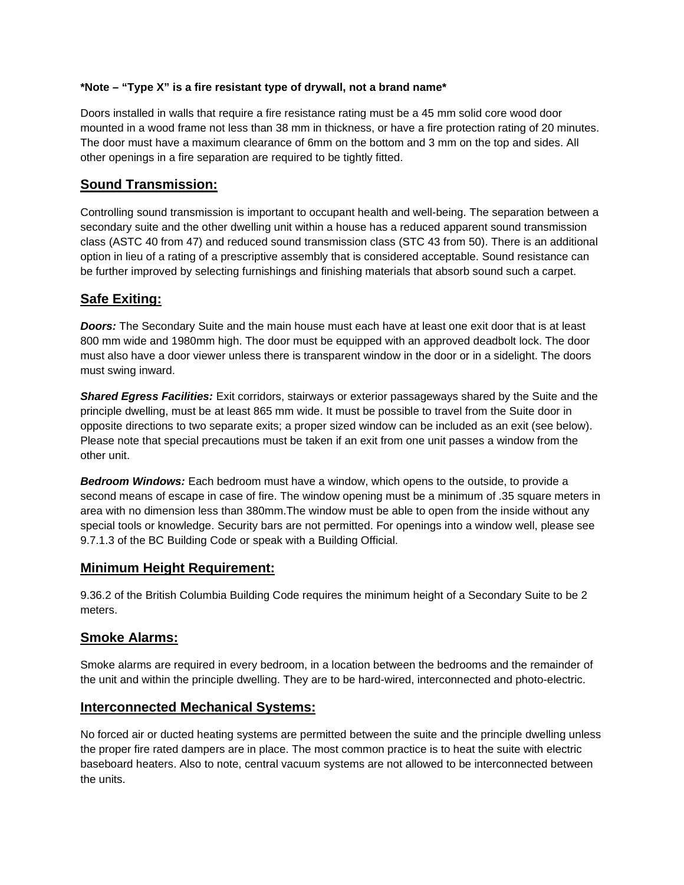**\*Note – "Type X" is a fire resistant type of drywall, not a brand name\***

Doors installed in walls that require a fire resistance rating must be a 45 mm solid core wood door mounted in a wood frame not less than 38 mm in thickness, or have a fire protection rating of 20 minutes. The door must have a maximum clearance of 6mm on the bottom and 3 mm on the top and sides. All other openings in a fire separation are required to be tightly fitted.

## Sound Transmission:

Controlling sound transmission is important to occupant health and well-being. The separation between a secondary suite and the other dwelling unit within a house has a reduced apparent sound transmission class (ASTC 40 from 47) and reduced sound transmission class (STC 43 from 50). There is an additional option in lieu of a rating of a prescriptive assembly that is considered acceptable. Sound resistance can be further improved by selecting furnishings and finishing materials that absorb sound such a carpet.

## Safe Exiting:

***Doors:*** The Secondary Suite and the main house must each have at least one exit door that is at least 800 mm wide and 1980mm high. The door must be equipped with an approved deadbolt lock. The door must also have a door viewer unless there is transparent window in the door or in a sidelight. The doors must swing inward.

***Shared Egress Facilities:*** Exit corridors, stairways or exterior passageways shared by the Suite and the principle dwelling, must be at least 865 mm wide. It must be possible to travel from the Suite door in opposite directions to two separate exits; a proper sized window can be included as an exit (see below). Please note that special precautions must be taken if an exit from one unit passes a window from the other unit.

***Bedroom Windows:*** Each bedroom must have a window, which opens to the outside, to provide a second means of escape in case of fire. The window opening must be a minimum of .35 square meters in area with no dimension less than 380mm.The window must be able to open from the inside without any special tools or knowledge. Security bars are not permitted. For openings into a window well, please see 9.7.1.3 of the BC Building Code or speak with a Building Official.

## Minimum Height Requirement:

9.36.2 of the British Columbia Building Code requires the minimum height of a Secondary Suite to be 2 meters.

## Smoke Alarms:

Smoke alarms are required in every bedroom, in a location between the bedrooms and the remainder of the unit and within the principle dwelling. They are to be hard-wired, interconnected and photo-electric.

## Interconnected Mechanical Systems:

No forced air or ducted heating systems are permitted between the suite and the principle dwelling unless the proper fire rated dampers are in place. The most common practice is to heat the suite with electric baseboard heaters. Also to note, central vacuum systems are not allowed to be interconnected between the units.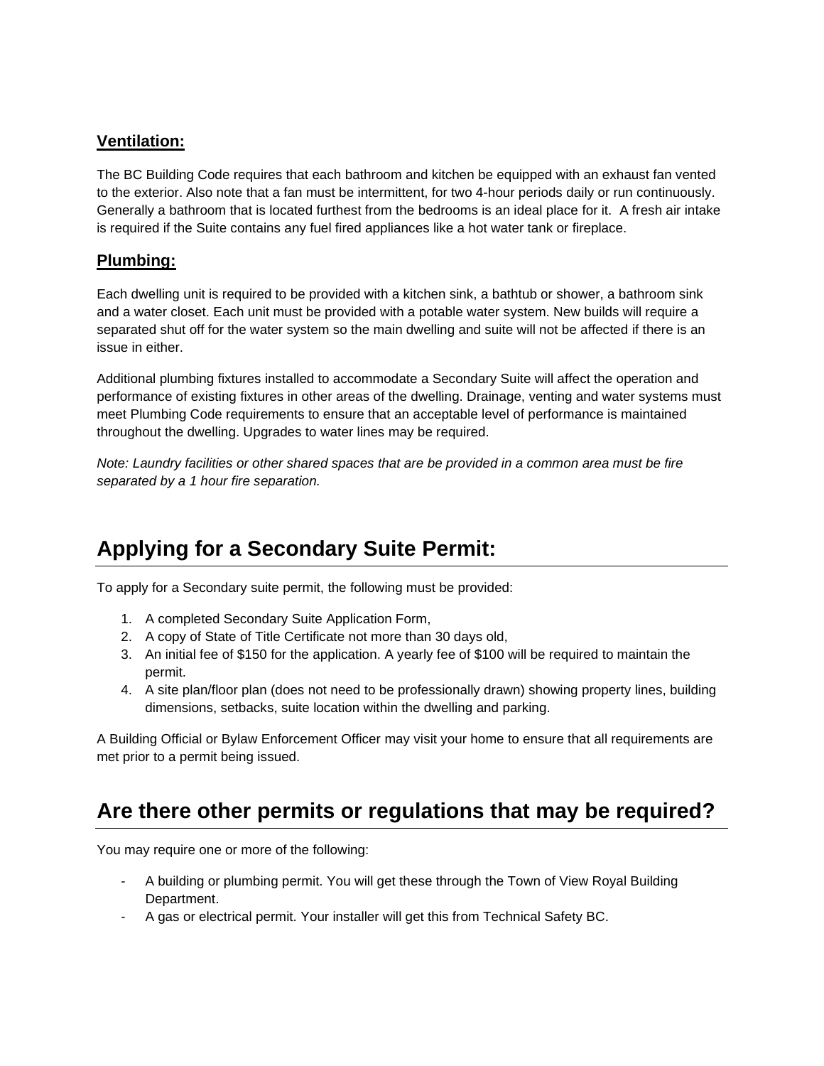### Ventilation:

The BC Building Code requires that each bathroom and kitchen be equipped with an exhaust fan vented to the exterior. Also note that a fan must be intermittent, for two 4-hour periods daily or run continuously. Generally a bathroom that is located furthest from the bedrooms is an ideal place for it. A fresh air intake is required if the Suite contains any fuel fired appliances like a hot water tank or fireplace.

### Plumbing:

Each dwelling unit is required to be provided with a kitchen sink, a bathtub or shower, a bathroom sink and a water closet. Each unit must be provided with a potable water system. New builds will require a separated shut off for the water system so the main dwelling and suite will not be affected if there is an issue in either.

Additional plumbing fixtures installed to accommodate a Secondary Suite will affect the operation and performance of existing fixtures in other areas of the dwelling. Drainage, venting and water systems must meet Plumbing Code requirements to ensure that an acceptable level of performance is maintained throughout the dwelling. Upgrades to water lines may be required.

*Note: Laundry facilities or other shared spaces that are be provided in a common area must be fire separated by a 1 hour fire separation.*

## Applying for a Secondary Suite Permit:

To apply for a Secondary suite permit, the following must be provided:

1. A completed Secondary Suite Application Form,
2. A copy of State of Title Certificate not more than 30 days old,
3. An initial fee of $150 for the application. A yearly fee of $100 will be required to maintain the permit.
4. A site plan/floor plan (does not need to be professionally drawn) showing property lines, building dimensions, setbacks, suite location within the dwelling and parking.

A Building Official or Bylaw Enforcement Officer may visit your home to ensure that all requirements are met prior to a permit being issued.

## Are there other permits or regulations that may be required?

You may require one or more of the following:

- A building or plumbing permit. You will get these through the Town of View Royal Building Department.
- A gas or electrical permit. Your installer will get this from Technical Safety BC.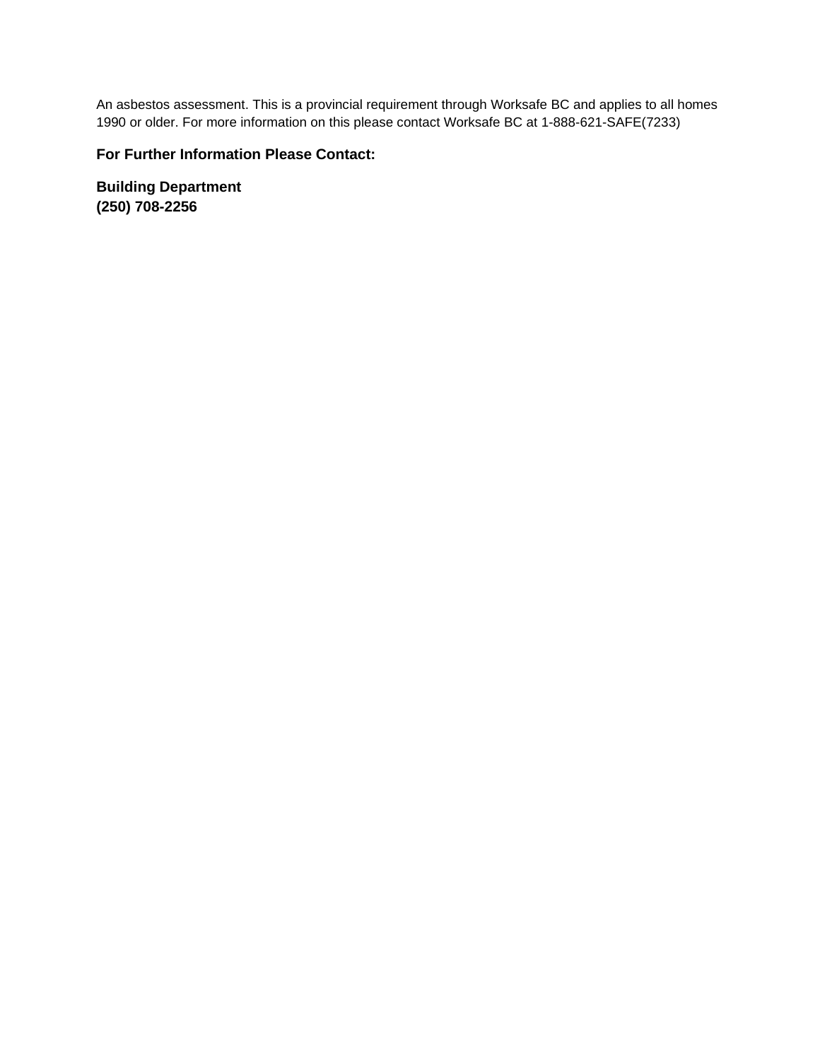An asbestos assessment. This is a provincial requirement through Worksafe BC and applies to all homes 1990 or older. For more information on this please contact Worksafe BC at 1-888-621-SAFE(7233)

### For Further Information Please Contact:

**Building Department**
**(250) 708-2256**